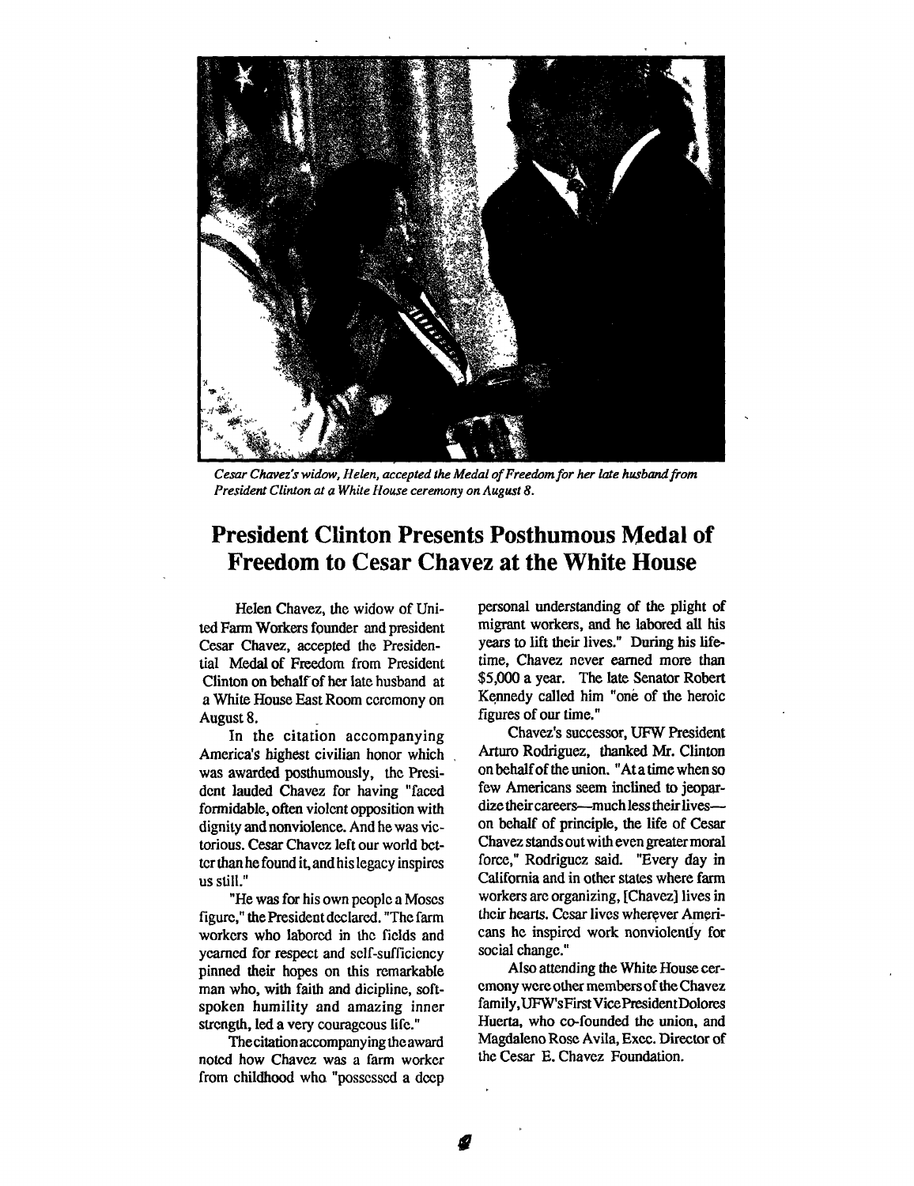*Cesar Chavez's widow, Helen, accepted the Medal of Freedom for her late husband from President Clinton at a White House ceremony on August 8.*

# President Clinton Presents Posthumous Medal of Freedom to Cesar Chavez at the White House

Helen Chavez, the widow of United Farm Workers founder and president Cesar Chavez, accepted the Presidential Medal of Freedom from President Clinton on behalf of her late husband at a White House East Room ceremony on August 8.

In the citation accompanying America's highest civilian honor which was awarded posthumously, the President lauded Chavez for having "faced formidable, often violent opposition with dignity and nonviolence. And he was victorious. Cesar Chavez left our world better than he found it, and his legacy inspires us still."

"He was for his own people a Moses figure," the President declared. "The farm workers who labored in the fields and yearned for respect and self-sufficiency pinned their hopes on this remarkable man who, with faith and dicipline, soft-spoken humility and amazing inner strength, led a very courageous life."

The citation accompanying the award noted how Chavez was a farm worker from childhood who "possessed a deep personal understanding of the plight of migrant workers, and he labored all his years to lift their lives." During his lifetime, Chavez never earned more than $5,000 a year. The late Senator Robert Kennedy called him "one of the heroic figures of our time."

Chavez's successor, UFW President Arturo Rodriguez, thanked Mr. Clinton on behalf of the union. "At a time when so few Americans seem inclined to jeopardize their careers—much less their lives—on behalf of principle, the life of Cesar Chavez stands out with even greater moral force," Rodriguez said. "Every day in California and in other states where farm workers are organizing, [Chavez] lives in their hearts. Cesar lives wherever Americans he inspired work nonviolently for social change."

Also attending the White House ceremony were other members of the Chavez family, UFW's First Vice President Dolores Huerta, who co-founded the union, and Magdaleno Rose Avila, Exec. Director of the Cesar E. Chavez Foundation.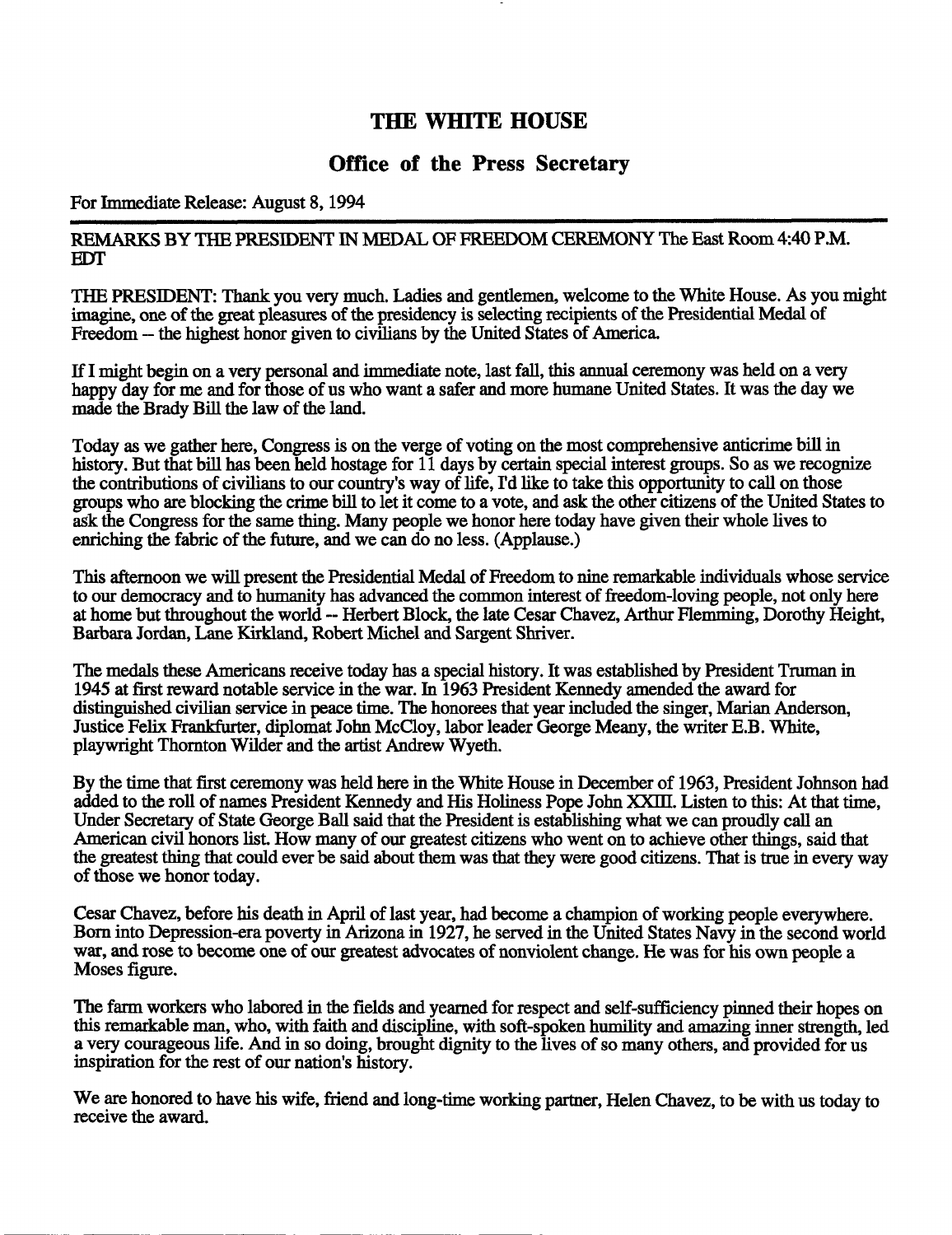# THE WHITE HOUSE

## Office of the Press Secretary

For Immediate Release: August 8, 1994

---

REMARKS BY THE PRESIDENT IN MEDAL OF FREEDOM CEREMONY The East Room 4:40 P.M. EDT

THE PRESIDENT: Thank you very much. Ladies and gentlemen, welcome to the White House. As you might imagine, one of the great pleasures of the presidency is selecting recipients of the Presidential Medal of Freedom -- the highest honor given to civilians by the United States of America.

If I might begin on a very personal and immediate note, last fall, this annual ceremony was held on a very happy day for me and for those of us who want a safer and more humane United States. It was the day we made the Brady Bill the law of the land.

Today as we gather here, Congress is on the verge of voting on the most comprehensive anticrime bill in history. But that bill has been held hostage for 11 days by certain special interest groups. So as we recognize the contributions of civilians to our country's way of life, I'd like to take this opportunity to call on those groups who are blocking the crime bill to let it come to a vote, and ask the other citizens of the United States to ask the Congress for the same thing. Many people we honor here today have given their whole lives to enriching the fabric of the future, and we can do no less. (Applause.)

This afternoon we will present the Presidential Medal of Freedom to nine remarkable individuals whose service to our democracy and to humanity has advanced the common interest of freedom-loving people, not only here at home but throughout the world -- Herbert Block, the late Cesar Chavez, Arthur Flemming, Dorothy Height, Barbara Jordan, Lane Kirkland, Robert Michel and Sargent Shriver.

The medals these Americans receive today has a special history. It was established by President Truman in 1945 at first reward notable service in the war. In 1963 President Kennedy amended the award for distinguished civilian service in peace time. The honorees that year included the singer, Marian Anderson, Justice Felix Frankfurter, diplomat John McCloy, labor leader George Meany, the writer E.B. White, playwright Thornton Wilder and the artist Andrew Wyeth.

By the time that first ceremony was held here in the White House in December of 1963, President Johnson had added to the roll of names President Kennedy and His Holiness Pope John XXIII. Listen to this: At that time, Under Secretary of State George Ball said that the President is establishing what we can proudly call an American civil honors list. How many of our greatest citizens who went on to achieve other things, said that the greatest thing that could ever be said about them was that they were good citizens. That is true in every way of those we honor today.

Cesar Chavez, before his death in April of last year, had become a champion of working people everywhere. Born into Depression-era poverty in Arizona in 1927, he served in the United States Navy in the second world war, and rose to become one of our greatest advocates of nonviolent change. He was for his own people a Moses figure.

The farm workers who labored in the fields and yearned for respect and self-sufficiency pinned their hopes on this remarkable man, who, with faith and discipline, with soft-spoken humility and amazing inner strength, led a very courageous life. And in so doing, brought dignity to the lives of so many others, and provided for us inspiration for the rest of our nation's history.

We are honored to have his wife, friend and long-time working partner, Helen Chavez, to be with us today to receive the award.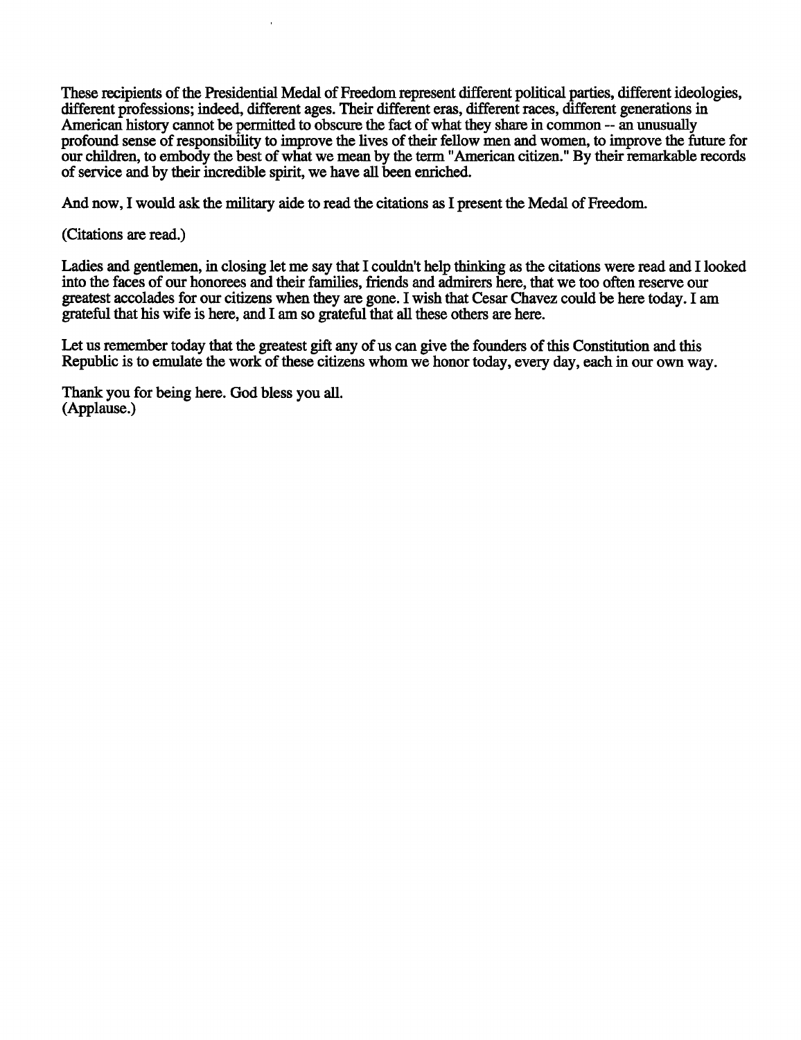These recipients of the Presidential Medal of Freedom represent different political parties, different ideologies, different professions; indeed, different ages. Their different eras, different races, different generations in American history cannot be permitted to obscure the fact of what they share in common -- an unusually profound sense of responsibility to improve the lives of their fellow men and women, to improve the future for our children, to embody the best of what we mean by the term "American citizen." By their remarkable records of service and by their incredible spirit, we have all been enriched.

And now, I would ask the military aide to read the citations as I present the Medal of Freedom.

(Citations are read.)

Ladies and gentlemen, in closing let me say that I couldn't help thinking as the citations were read and I looked into the faces of our honorees and their families, friends and admirers here, that we too often reserve our greatest accolades for our citizens when they are gone. I wish that Cesar Chavez could be here today. I am grateful that his wife is here, and I am so grateful that all these others are here.

Let us remember today that the greatest gift any of us can give the founders of this Constitution and this Republic is to emulate the work of these citizens whom we honor today, every day, each in our own way.

Thank you for being here. God bless you all.
(Applause.)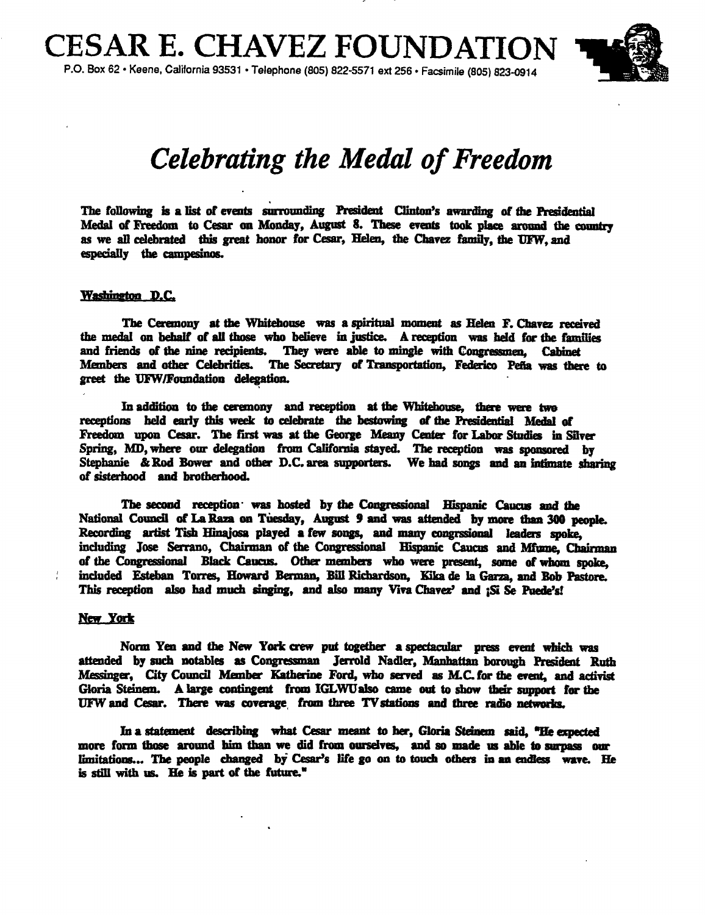# CESAR E. CHAVEZ FOUNDATION

P.O. Box 62 • Keene, California 93531 • Telephone (805) 822-5571 ext 256 • Facsimile (805) 823-0914

## *Celebrating the Medal of Freedom*

**The following is a list of events surrounding President Clinton's awarding of the Presidential Medal of Freedom to Cesar on Monday, August 8. These events took place around the country as we all celebrated this great honor for Cesar, Helen, the Chavez family, the UFW, and especially the campesinos.**

### Washington D.C.

**The Ceremony at the Whitehouse was a spiritual moment as Helen F. Chavez received the medal on behalf of all those who believe in justice. A reception was held for the families and friends of the nine recipients. They were able to mingle with Congressmen, Cabinet Members and other Celebrities. The Secretary of Transportation, Federico Peña was there to greet the UFW/Foundation delegation.**

**In addition to the ceremony and reception at the Whitehouse, there were two receptions held early this week to celebrate the bestowing of the Presidential Medal of Freedom upon Cesar. The first was at the George Meany Center for Labor Studies in Silver Spring, MD, where our delegation from California stayed. The reception was sponsored by Stephanie & Rod Bower and other D.C. area supporters. We had songs and an intimate sharing of sisterhood and brotherhood.**

**The second reception was hosted by the Congressional Hispanic Caucus and the National Council of La Raza on Tuesday, August 9 and was attended by more than 300 people. Recording artist Tish Hinajosa played a few songs, and many congrssional leaders spoke, including Jose Serrano, Chairman of the Congressional Hispanic Caucus and Mfume, Chairman of the Congressional Black Caucus. Other members who were present, some of whom spoke, included Esteban Torres, Howard Berman, Bill Richardson, Kika de la Garza, and Bob Pastore. This reception also had much singing, and also many Viva Chavez' and ¡Si Se Puede's!**

### New York

**Norm Yen and the New York crew put together a spectacular press event which was attended by such notables as Congressman Jerrold Nadler, Manhattan borough President Ruth Messinger, City Council Member Katherine Ford, who served as M.C. for the event, and activist Gloria Steinem. A large contingent from IGLWU also came out to show their support for the UFW and Cesar. There was coverage from three TV stations and three radio networks.**

**In a statement describing what Cesar meant to her, Gloria Steinem said, "He expected more form those around him than we did from ourselves, and so made us able to surpass our limitations... The people changed by Cesar's life go on to touch others in an endless wave. He is still with us. He is part of the future."**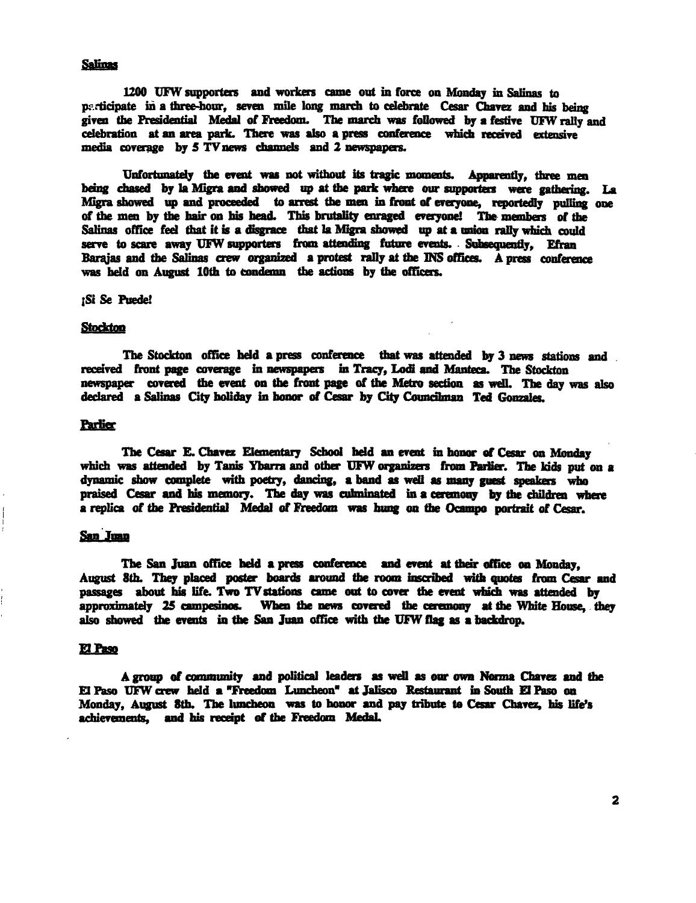Salinas

1200 UFW supporters and workers came out in force on Monday in Salinas to participate in a three-hour, seven mile long march to celebrate Cesar Chavez and his being given the Presidential Medal of Freedom. The march was followed by a festive UFW rally and celebration at an area park. There was also a press conference which received extensive media coverage by 5 TV news channels and 2 newspapers.

Unfortunately the event was not without its tragic moments. Apparently, three men being chased by la Migra and showed up at the park where our supporters were gathering. La Migra showed up and proceeded to arrest the men in front of everyone, reportedly pulling one of the men by the hair on his head. This brutality enraged everyone! The members of the Salinas office feel that it is a disgrace that la Migra showed up at a union rally which could serve to scare away UFW supporters from attending future events. Subsequently, Efran Barajas and the Salinas crew organized a protest rally at the INS offices. A press conference was held on August 10th to condemn the actions by the officers.

¡Si Se Puede!

Stockton

The Stockton office held a press conference that was attended by 3 news stations and received front page coverage in newspapers in Tracy, Lodi and Manteca. The Stockton newspaper covered the event on the front page of the Metro section as well. The day was also declared a Salinas City holiday in honor of Cesar by City Councilman Ted Gonzales.

Parlier

The Cesar E. Chavez Elementary School held an event in honor of Cesar on Monday which was attended by Tanis Ybarra and other UFW organizers from Parlier. The kids put on a dynamic show complete with poetry, dancing, a band as well as many guest speakers who praised Cesar and his memory. The day was culminated in a ceremony by the children where a replica of the Presidential Medal of Freedom was hung on the Ocampo portrait of Cesar.

San Juan

The San Juan office held a press conference and event at their office on Monday, August 8th. They placed poster boards around the room inscribed with quotes from Cesar and passages about his life. Two TV stations came out to cover the event which was attended by approximately 25 campesinos. When the news covered the ceremony at the White House, they also showed the events in the San Juan office with the UFW flag as a backdrop.

El Paso

A group of community and political leaders as well as our own Norma Chavez and the El Paso UFW crew held a "Freedom Luncheon" at Jalisco Restaurant in South El Paso on Monday, August 8th. The luncheon was to honor and pay tribute to Cesar Chavez, his life's achievements, and his receipt of the Freedom Medal.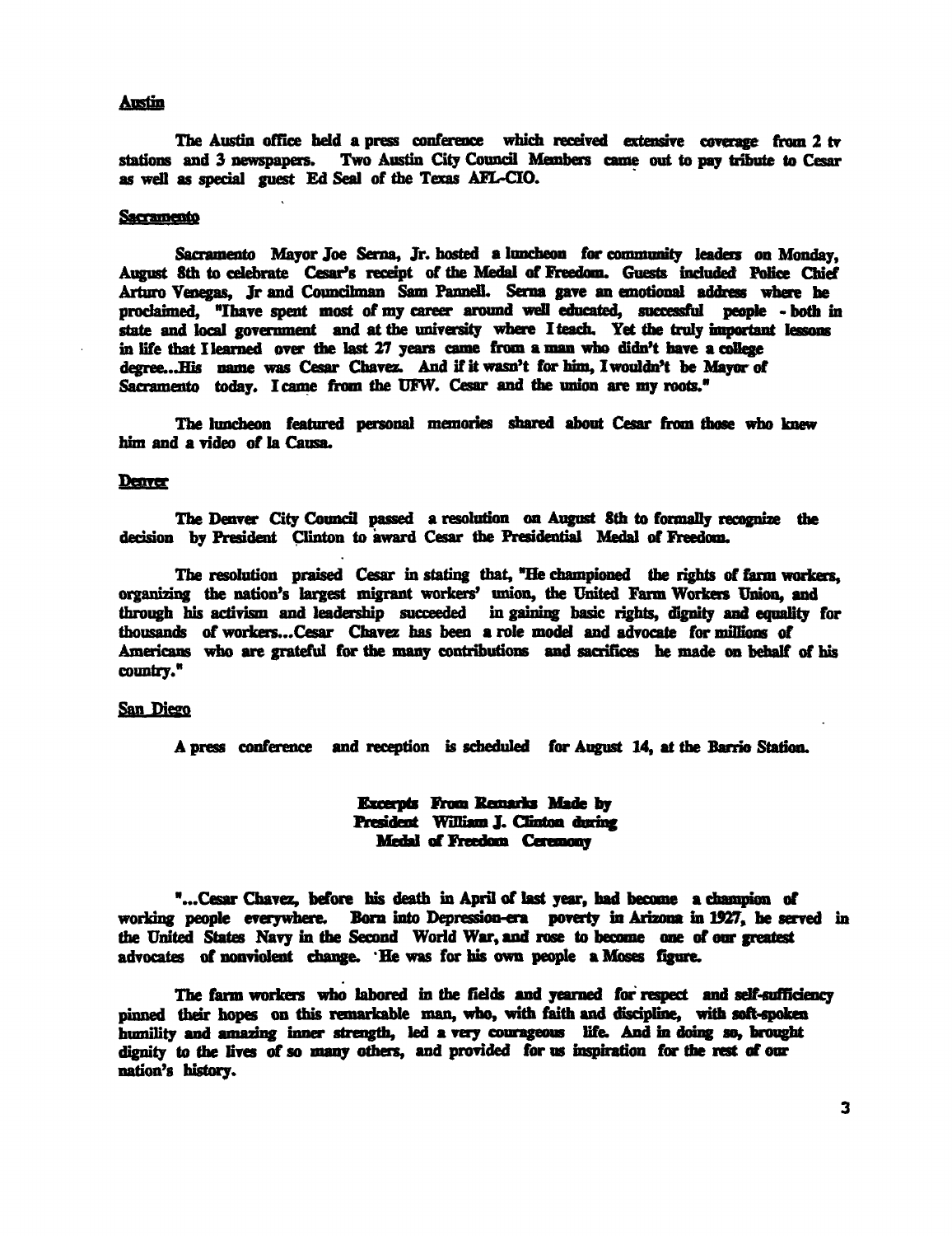## Austin

The Austin office held a press conference which received extensive coverage from 2 tv stations and 3 newspapers. Two Austin City Council Members came out to pay tribute to Cesar as well as special guest Ed Seal of the Texas AFL-CIO.

## Sacramento

Sacramento Mayor Joe Serna, Jr. hosted a luncheon for community leaders on Monday, August 8th to celebrate Cesar's receipt of the Medal of Freedom. Guests included Police Chief Arturo Venegas, Jr and Councilman Sam Pannell. Serna gave an emotional address where he proclaimed, "Ihave spent most of my career around well educated, successful people - both in state and local government and at the university where I teach. Yet the truly important lessons in life that I learned over the last 27 years came from a man who didn't have a college degree...His name was Cesar Chavez. And if it wasn't for him, I wouldn't be Mayor of Sacramento today. I came from the UFW. Cesar and the union are my roots."

The luncheon featured personal memories shared about Cesar from those who knew him and a video of la Causa.

## Denver

The Denver City Council passed a resolution on August 8th to formally recognize the decision by President Clinton to award Cesar the Presidential Medal of Freedom.

The resolution praised Cesar in stating that, "He championed the rights of farm workers, organizing the nation's largest migrant workers' union, the United Farm Workers Union, and through his activism and leadership succeeded in gaining basic rights, dignity and equality for thousands of workers...Cesar Chavez has been a role model and advocate for millions of Americans who are grateful for the many contributions and sacrifices he made on behalf of his country."

## San Diego

A press conference and reception is scheduled for August 14, at the Barrio Station.

### Excerpts From Remarks Made by President William J. Clinton during Medal of Freedom Ceremony

"...Cesar Chavez, before his death in April of last year, had become a champion of working people everywhere. Born into Depression-era poverty in Arizona in 1927, he served in the United States Navy in the Second World War, and rose to become one of our greatest advocates of nonviolent change. He was for his own people a Moses figure.

The farm workers who labored in the fields and yearned for respect and self-sufficiency pinned their hopes on this remarkable man, who, with faith and discipline, with soft-spoken humility and amazing inner strength, led a very courageous life. And in doing so, brought dignity to the lives of so many others, and provided for us inspiration for the rest of our nation's history.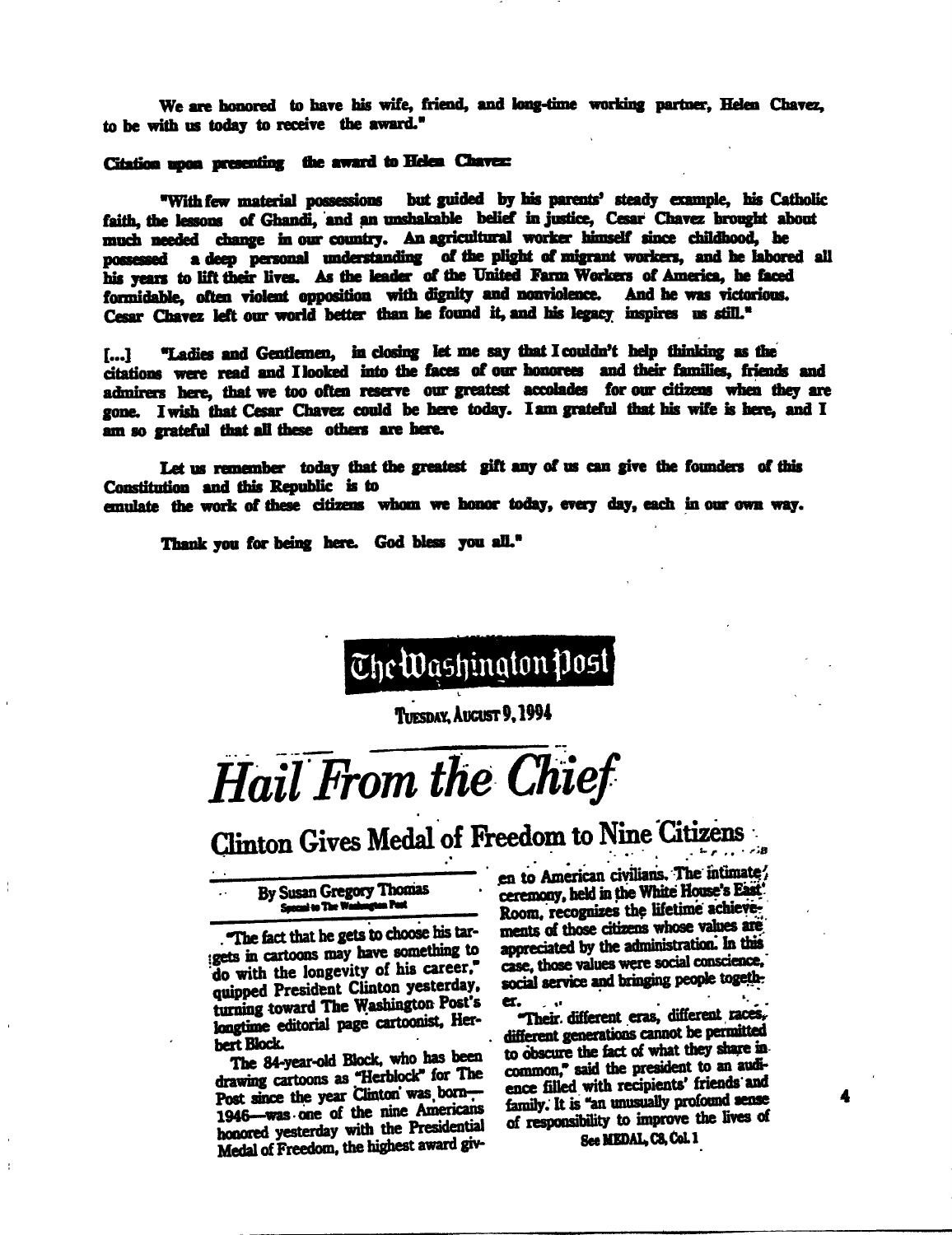We are honored to have his wife, friend, and long-time working partner, Helen Chavez, to be with us today to receive the award."

**Citation upon presenting the award to Helen Chavez:**

"With few material possessions but guided by his parents' steady example, his Catholic faith, the lessons of Ghandi, and an unshakable belief in justice, Cesar Chavez brought about much needed change in our country. An agricultural worker himself since childhood, he possessed a deep personal understanding of the plight of migrant workers, and he labored all his years to lift their lives. As the leader of the United Farm Workers of America, he faced formidable, often violent opposition with dignity and nonviolence. And he was victorious. Cesar Chavez left our world better than he found it, and his legacy inspires us still."

[...] "Ladies and Gentlemen, in closing let me say that I couldn't help thinking as the citations were read and I looked into the faces of our honorees and their families, friends and admirers here, that we too often reserve our greatest accolades for our citizens when they are gone. I wish that Cesar Chavez could be here today. I am grateful that his wife is here, and I am so grateful that all these others are here.

Let us remember today that the greatest gift any of us can give the founders of this Constitution and this Republic is to emulate the work of these citizens whom we honor today, every day, each in our own way.

Thank you for being here. God bless you all."

The Washington Post

Tuesday, August 9, 1994

# *Hail From the Chief*

## Clinton Gives Medal of Freedom to Nine Citizens

By Susan Gregory Thomas
Special to The Washington Post

"The fact that he gets to choose his targets in cartoons may have something to do with the longevity of his career," quipped President Clinton yesterday, turning toward The Washington Post's longtime editorial page cartoonist, Herbert Block.

The 84-year-old Block, who has been drawing cartoons as "Herblock" for The Post since the year Clinton was born—1946—was one of the nine Americans honored yesterday with the Presidential Medal of Freedom, the highest award given to American civilians. The intimate ceremony, held in the White House's East Room, recognizes the lifetime achievements of those citizens whose values are appreciated by the administration. In this case, those values were social conscience, social service and bringing people together.

"Their different eras, different races, different generations cannot be permitted to obscure the fact of what they share in common," said the president to an audience filled with recipients' friends and family. It is "an unusually profound sense of responsibility to improve the lives of

See MEDAL, C8, Col. 1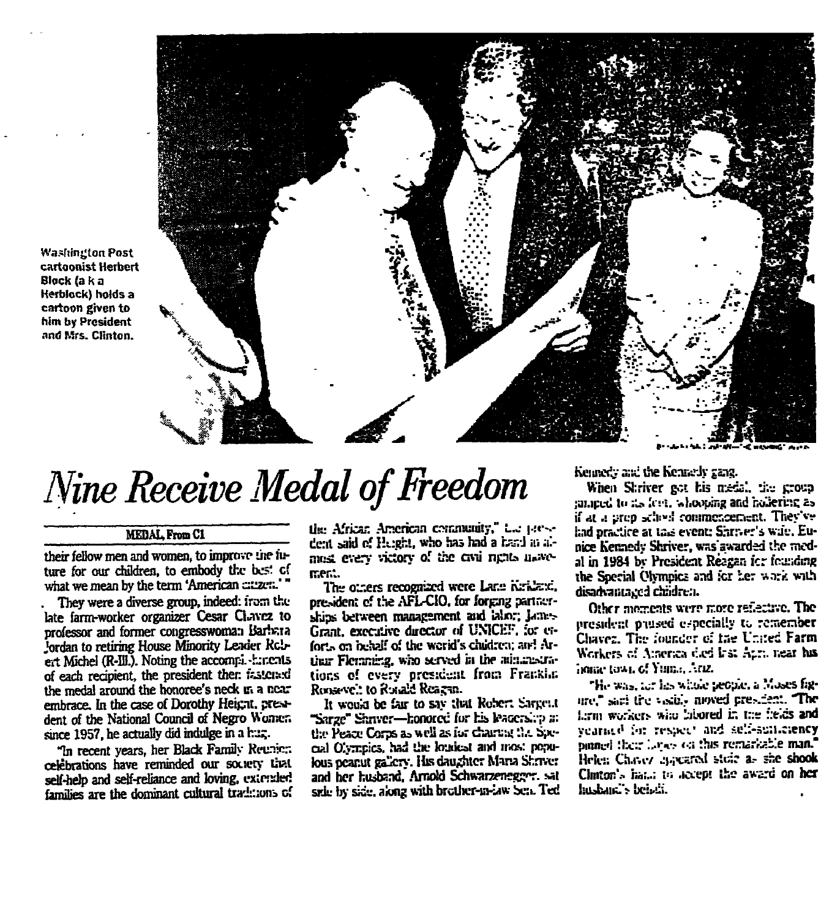Washington Post cartoonist Herbert Block (a k a Herblock) holds a cartoon given to him by President and Mrs. Clinton.

# *Nine Receive Medal of Freedom*

MEDAL, From C1

their fellow men and women, to improve the future for our children, to embody the best of what we mean by the term 'American citizen.' "

They were a diverse group, indeed: from the late farm-worker organizer Cesar Chavez to professor and former congresswoman Barbara Jordan to retiring House Minority Leader Robert Michel (R-Ill.). Noting the accomplishments of each recipient, the president then fastened the medal around the honoree's neck in a near embrace. In the case of Dorothy Height, president of the National Council of Negro Women since 1957, he actually did indulge in a hug.

"In recent years, her Black Family Reunion celebrations have reminded our society that self-help and self-reliance and loving, extended families are the dominant cultural traditions of the African American community," the president said of Height, who has had a hand in almost every victory of the civil rights movement.

The others recognized were Lane Kirkland, president of the AFL-CIO, for forging partnerships between management and labor; James Grant, executive director of UNICEF, for efforts on behalf of the world's children; and Arthur Flemming, who served in the administrations of every president from Franklin Roosevelt to Ronald Reagan.

It would be fair to say that Robert Sargent "Sarge" Shriver—honored for his leadership at the Peace Corps as well as for chairing the Special Olympics, had the loudest and most populous peanut gallery. His daughter Maria Shriver and her husband, Arnold Schwarzenegger, sat side by side, along with brother-in-law Sen. Ted Kennedy and the Kennedy gang.

When Shriver got his medal, the group jumped to its feet, whooping and hollering as if at a prep school commencement. They've had practice at this event: Shriver's wife, Eunice Kennedy Shriver, was awarded the medal in 1984 by President Reagan for founding the Special Olympics and for her work with disadvantaged children.

Other moments were more reflective. The president paused especially to remember Chavez. The founder of the United Farm Workers of America died last April near his home town of Yuma, Ariz.

"He was, for his whole people, a Moses figure," said the visibly moved president. "The farm workers who labored in the fields and yearned for respect and self-sufficiency pinned their hopes on this remarkable man." Helen Chavez appeared stoic as she shook Clinton's hand to accept the award on her husband's behalf.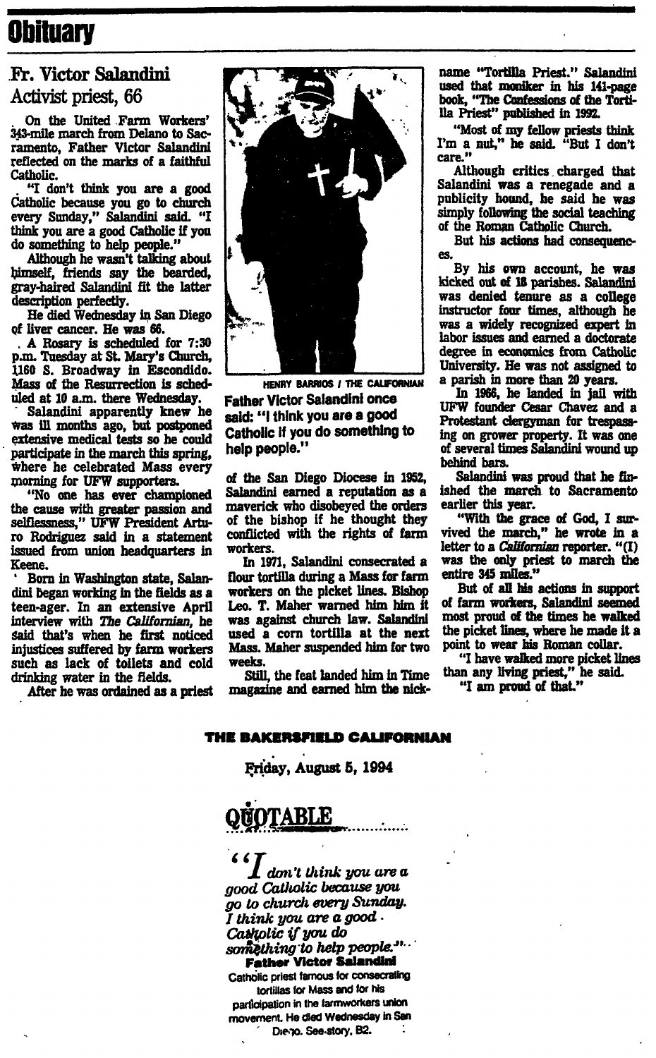# Obituary

## Fr. Victor Salandini

### Activist priest, 66

On the United Farm Workers' 343-mile march from Delano to Sacramento, Father Victor Salandini reflected on the marks of a faithful Catholic.

"I don't think you are a good Catholic because you go to church every Sunday," Salandini said. "I think you are a good Catholic if you do something to help people."

Although he wasn't talking about himself, friends say the bearded, gray-haired Salandini fit the latter description perfectly.

He died Wednesday in San Diego of liver cancer. He was 66.

A Rosary is scheduled for 7:30 p.m. Tuesday at St. Mary's Church, 1160 S. Broadway in Escondido. Mass of the Resurrection is scheduled at 10 a.m. there Wednesday.

Salandini apparently knew he was ill months ago, but postponed extensive medical tests so he could participate in the march this spring, where he celebrated Mass every morning for UFW supporters.

"No one has ever championed the cause with greater passion and selflessness," UFW President Arturo Rodriguez said in a statement issued from union headquarters in Keene.

Born in Washington state, Salandini began working in the fields as a teen-ager. In an extensive April interview with *The Californian*, he said that's when he first noticed injustices suffered by farm workers such as lack of toilets and cold drinking water in the fields.

After he was ordained as a priest of the San Diego Diocese in 1952, Salandini earned a reputation as a maverick who disobeyed the orders of the bishop if he thought they conflicted with the rights of farm workers.

In 1971, Salandini consecrated a flour tortilla during a Mass for farm workers on the picket lines. Bishop Leo. T. Maher warned him him it was against church law. Salandini used a corn tortilla at the next Mass. Maher suspended him for two weeks.

Still, the feat landed him in Time magazine and earned him the nickname "Tortilla Priest." Salandini used that moniker in his 141-page book, "The Confessions of the Tortilla Priest" published in 1992.

"Most of my fellow priests think I'm a nut," he said. "But I don't care."

Although critics charged that Salandini was a renegade and a publicity hound, he said he was simply following the social teaching of the Roman Catholic Church.

But his actions had consequences.

By his own account, he was kicked out of 18 parishes. Salandini was denied tenure as a college instructor four times, although he was a widely recognized expert in labor issues and earned a doctorate degree in economics from Catholic University. He was not assigned to a parish in more than 20 years.

In 1966, he landed in jail with UFW founder Cesar Chavez and a Protestant clergyman for trespassing on grower property. It was one of several times Salandini wound up behind bars.

Salandini was proud that he finished the march to Sacramento earlier this year.

"With the grace of God, I survived the march," he wrote in a letter to a *Californian* reporter. "(I) was the only priest to march the entire 345 miles."

But of all his actions in support of farm workers, Salandini seemed most proud of the times he walked the picket lines, where he made it a point to wear his Roman collar.

"I have walked more picket lines than any living priest," he said.

"I am proud of that."

HENRY BARRIOS / THE CALIFORNIAN

**Father Victor Salandini once said: "I think you are a good Catholic if you do something to help people."**

**THE BAKERSFIELD CALIFORNIAN**

**Friday, August 5, 1994**

## QUOTABLE

*"I don't think you are a good Catholic because you go to church every Sunday. I think you are a good Catholic if you do something to help people."*

**Father Victor Salandini**

Catholic priest famous for consecrating tortillas for Mass and for his participation in the farmworkers union movement. He died Wednesday in San Diego. See story, B2.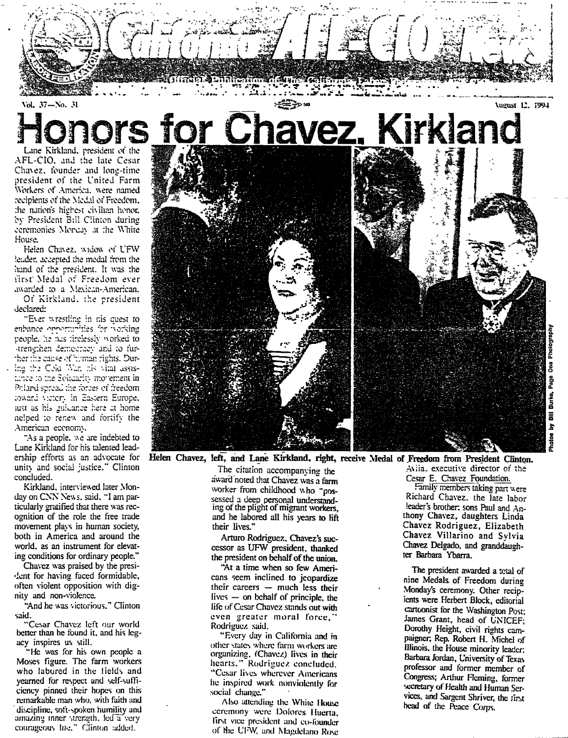California AFL-CIO News

Official Publication of The California Labor Federation

Vol. 37—No. 31

August 12, 1994

# Honors for Chavez, Kirkland

Lane Kirkland, president of the AFL-CIO, and the late Cesar Chavez, founder and long-time president of the United Farm Workers of America, were named recipients of the Medal of Freedom, the nation's highest civilian honor, by President Bill Clinton during ceremonies Monday at the White House.

Helen Chavez, widow of UFW leader, accepted the medal from the hand of the president. It was the first Medal of Freedom ever awarded to a Mexican-American.

Of Kirkland, the president declared:

"Ever wrestling in his quest to enhance opportunities for working people, he has tirelessly worked to strengthen democracy and to further the cause of human rights. During the Cold War, his vital assistance to the Solidarity movement in Poland spread the forces of freedom toward victory in Eastern Europe, just as his guidance here at home helped to renew and fortify the American economy.

"As a people, we are indebted to Lane Kirkland for his talented leadership efforts as an advocate for unity and social justice." Clinton concluded.

Kirkland, interviewed later Monday on CNN News, said, "I am particularly gratified that there was recognition of the role the free trade movement plays in human society, both in America and around the world, as an instrument for elevating conditions for ordinary people."

Chavez was praised by the president for having faced formidable, often violent opposition with dignity and non-violence.

"And he was victorious," Clinton said.

"Cesar Chavez left our world better than he found it, and his legacy inspires us still.

"He was for his own people a Moses figure. The farm workers who labored in the fields and yearned for respect and self-sufficiency pinned their hopes on this remarkable man who, with faith and discipline, soft-spoken humility and amazing inner strength, led a very courageous life," Clinton added.

Helen Chavez, left, and Lane Kirkland, right, receive Medal of Freedom from President Clinton.

Photos by Bill Burke, Page One Photography

The citation accompanying the award noted that Chavez was a farm worker from childhood who "possessed a deep personal understanding of the plight of migrant workers, and he labored all his years to lift their lives."

Arturo Rodriguez, Chavez's successor as UFW president, thanked the president on behalf of the union.

"At a time when so few Americans seem inclined to jeopardize their careers — much less their lives — on behalf of principle, the life of Cesar Chavez stands out with even greater moral force," Rodriguez said.

"Every day in California and in other states where farm workers are organizing, (Chavez) lives in their hearts," Rodriguez concluded. "Cesar lives wherever Americans he inspired work nonviolently for social change."

Also attending the White House ceremony were Dolores Huerta, first vice president and co-founder of the UFW, and Magdelano Rose Avila, executive director of the Cesar E. Chavez Foundation.

Family members taking part were Richard Chavez, the late labor leader's brother; sons Paul and Anthony Chavez, daughters Linda Chavez Rodriguez, Elizabeth Chavez Villarino and Sylvia Chavez Delgado, and granddaughter Barbara Ybarra.

The president awarded a total of nine Medals of Freedom during Monday's ceremony. Other recipients were Herbert Block, editorial cartoonist for the Washington Post; James Grant, head of UNICEF; Dorothy Height, civil rights campaigner; Rep. Robert H. Michel of Illinois, the House minority leader; Barbara Jordan, University of Texas professor and former member of Congress; Arthur Fleming, former secretary of Health and Human Services, and Sargent Shriver, the first head of the Peace Corps.